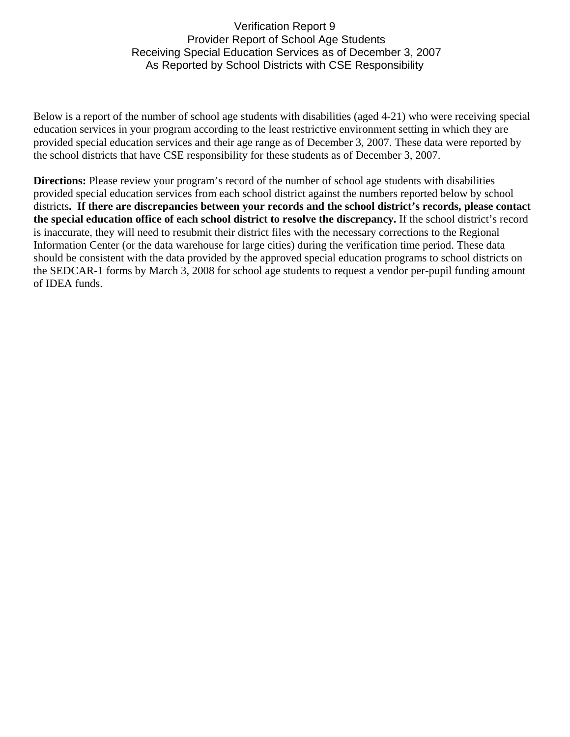# Verification Report 9
## Provider Report of School Age Students
## Receiving Special Education Services as of December 3, 2007
## As Reported by School Districts with CSE Responsibility

Below is a report of the number of school age students with disabilities (aged 4-21) who were receiving special education services in your program according to the least restrictive environment setting in which they are provided special education services and their age range as of December 3, 2007. These data were reported by the school districts that have CSE responsibility for these students as of December 3, 2007.

**Directions:** Please review your program's record of the number of school age students with disabilities provided special education services from each school district against the numbers reported below by school districts**. If there are discrepancies between your records and the school district's records, please contact the special education office of each school district to resolve the discrepancy.** If the school district's record is inaccurate, they will need to resubmit their district files with the necessary corrections to the Regional Information Center (or the data warehouse for large cities) during the verification time period. These data should be consistent with the data provided by the approved special education programs to school districts on the SEDCAR-1 forms by March 3, 2008 for school age students to request a vendor per-pupil funding amount of IDEA funds.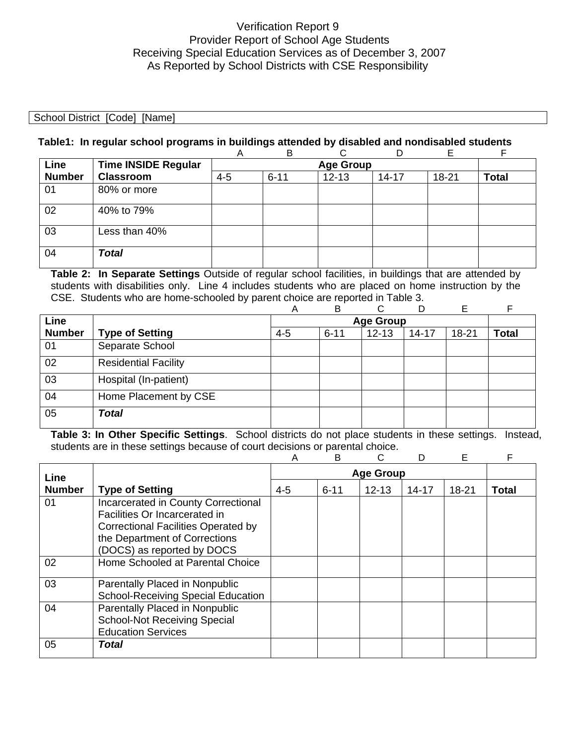Verification Report 9
Provider Report of School Age Students
Receiving Special Education Services as of December 3, 2007
As Reported by School Districts with CSE Responsibility

School District [Code] [Name]

**Table1: In regular school programs in buildings attended by disabled and nondisabled students**

| | | A | B | C | D | E | F |
|---|---|---|---|---|---|---|---|
| **Line Number** | **Time INSIDE Regular Classroom** | **Age Group** | | | | | |
| | | 4-5 | 6-11 | 12-13 | 14-17 | 18-21 | **Total** |
| 01 | 80% or more | | | | | | |
| 02 | 40% to 79% | | | | | | |
| 03 | Less than 40% | | | | | | |
| 04 | ***Total*** | | | | | | |

**Table 2: In Separate Settings** Outside of regular school facilities, in buildings that are attended by students with disabilities only. Line 4 includes students who are placed on home instruction by the CSE. Students who are home-schooled by parent choice are reported in Table 3.

| | | A | B | C | D | E | F |
|---|---|---|---|---|---|---|---|
| **Line Number** | **Type of Setting** | **Age Group** | | | | | |
| | | 4-5 | 6-11 | 12-13 | 14-17 | 18-21 | **Total** |
| 01 | Separate School | | | | | | |
| 02 | Residential Facility | | | | | | |
| 03 | Hospital (In-patient) | | | | | | |
| 04 | Home Placement by CSE | | | | | | |
| 05 | ***Total*** | | | | | | |

**Table 3: In Other Specific Settings**. School districts do not place students in these settings. Instead, students are in these settings because of court decisions or parental choice.

| | | A | B | C | D | E | F |
|---|---|---|---|---|---|---|---|
| **Line Number** | **Type of Setting** | **Age Group** | | | | | |
| | | 4-5 | 6-11 | 12-13 | 14-17 | 18-21 | **Total** |
| 01 | Incarcerated in County Correctional Facilities Or Incarcerated in Correctional Facilities Operated by the Department of Corrections (DOCS) as reported by DOCS | | | | | | |
| 02 | Home Schooled at Parental Choice | | | | | | |
| 03 | Parentally Placed in Nonpublic School-Receiving Special Education | | | | | | |
| 04 | Parentally Placed in Nonpublic School-Not Receiving Special Education Services | | | | | | |
| 05 | ***Total*** | | | | | | |